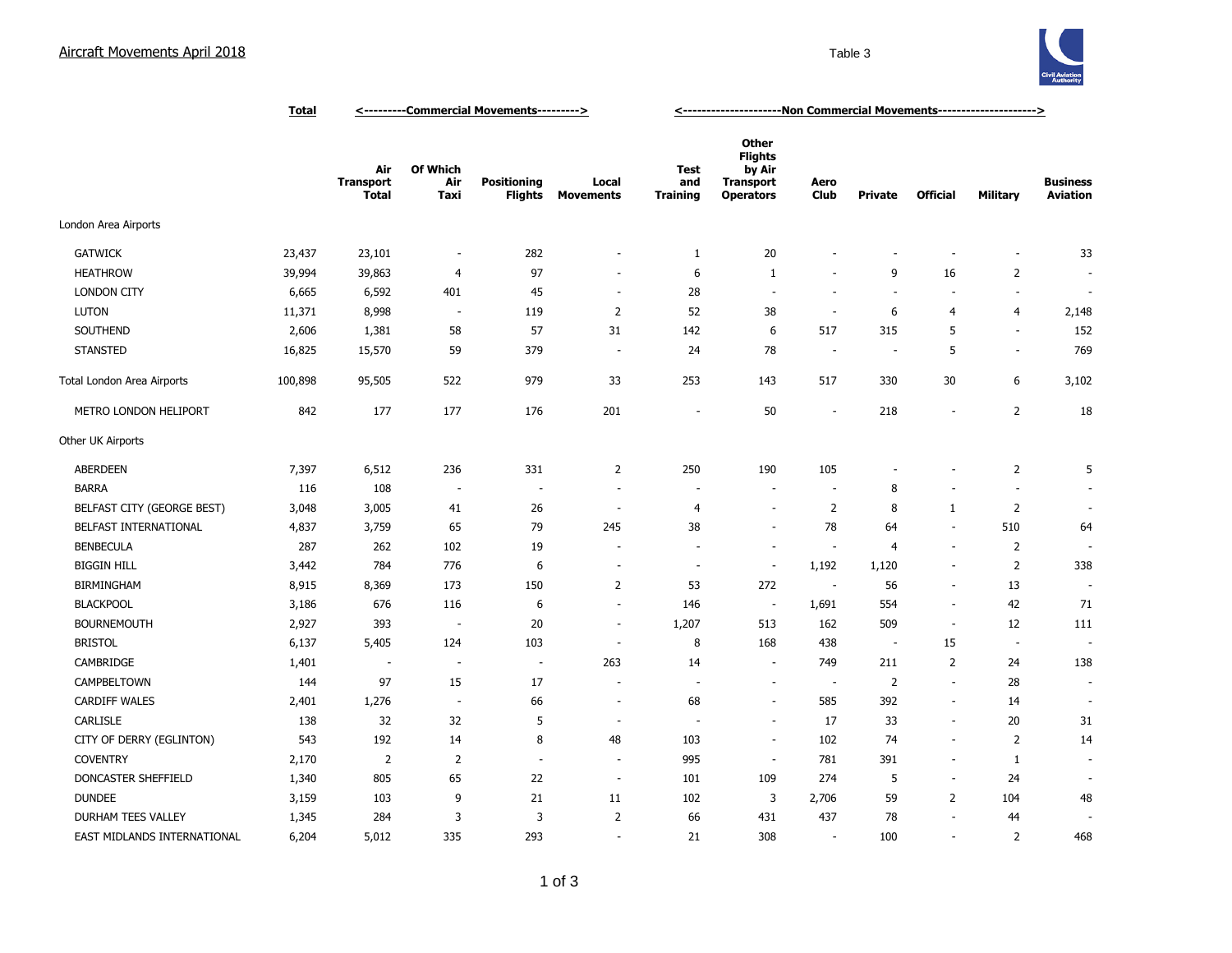# Aircraft Movements April 2018

Table 3

| | Total | <---------Commercial Movements---------> | | | | <--------------------Non Commercial Movements--------------------> | | | | | | |
|---|---|---|---|---|---|---|---|---|---|---|---|---|
| | | Air Transport Total | Of Which Air Taxi | Positioning Flights | Local Movements | Test and Training | Other Flights by Air Transport Operators | Aero Club | Private | Official | Military | Business Aviation |
| London Area Airports | | | | | | | | | | | | |
| GATWICK | 23,437 | 23,101 | - | 282 | - | 1 | 20 | - | - | - | - | 33 |
| HEATHROW | 39,994 | 39,863 | 4 | 97 | - | 6 | 1 | - | 9 | 16 | 2 | - |
| LONDON CITY | 6,665 | 6,592 | 401 | 45 | - | 28 | - | - | - | - | - | - |
| LUTON | 11,371 | 8,998 | - | 119 | 2 | 52 | 38 | - | 6 | 4 | 4 | 2,148 |
| SOUTHEND | 2,606 | 1,381 | 58 | 57 | 31 | 142 | 6 | 517 | 315 | 5 | - | 152 |
| STANSTED | 16,825 | 15,570 | 59 | 379 | - | 24 | 78 | - | - | 5 | - | 769 |
| Total London Area Airports | 100,898 | 95,505 | 522 | 979 | 33 | 253 | 143 | 517 | 330 | 30 | 6 | 3,102 |
| METRO LONDON HELIPORT | 842 | 177 | 177 | 176 | 201 | - | 50 | - | 218 | - | 2 | 18 |
| Other UK Airports | | | | | | | | | | | | |
| ABERDEEN | 7,397 | 6,512 | 236 | 331 | 2 | 250 | 190 | 105 | - | - | 2 | 5 |
| BARRA | 116 | 108 | - | - | - | - | - | - | 8 | - | - | - |
| BELFAST CITY (GEORGE BEST) | 3,048 | 3,005 | 41 | 26 | - | 4 | - | 2 | 8 | 1 | 2 | - |
| BELFAST INTERNATIONAL | 4,837 | 3,759 | 65 | 79 | 245 | 38 | - | 78 | 64 | - | 510 | 64 |
| BENBECULA | 287 | 262 | 102 | 19 | - | - | - | - | 4 | - | 2 | - |
| BIGGIN HILL | 3,442 | 784 | 776 | 6 | - | - | - | 1,192 | 1,120 | - | 2 | 338 |
| BIRMINGHAM | 8,915 | 8,369 | 173 | 150 | 2 | 53 | 272 | - | 56 | - | 13 | - |
| BLACKPOOL | 3,186 | 676 | 116 | 6 | - | 146 | - | 1,691 | 554 | - | 42 | 71 |
| BOURNEMOUTH | 2,927 | 393 | - | 20 | - | 1,207 | 513 | 162 | 509 | - | 12 | 111 |
| BRISTOL | 6,137 | 5,405 | 124 | 103 | - | 8 | 168 | 438 | - | 15 | - | - |
| CAMBRIDGE | 1,401 | - | - | - | 263 | 14 | - | 749 | 211 | 2 | 24 | 138 |
| CAMPBELTOWN | 144 | 97 | 15 | 17 | - | - | - | - | 2 | - | 28 | - |
| CARDIFF WALES | 2,401 | 1,276 | - | 66 | - | 68 | - | 585 | 392 | - | 14 | - |
| CARLISLE | 138 | 32 | 32 | 5 | - | - | - | 17 | 33 | - | 20 | 31 |
| CITY OF DERRY (EGLINTON) | 543 | 192 | 14 | 8 | 48 | 103 | - | 102 | 74 | - | 2 | 14 |
| COVENTRY | 2,170 | 2 | 2 | - | - | 995 | - | 781 | 391 | - | 1 | - |
| DONCASTER SHEFFIELD | 1,340 | 805 | 65 | 22 | - | 101 | 109 | 274 | 5 | - | 24 | - |
| DUNDEE | 3,159 | 103 | 9 | 21 | 11 | 102 | 3 | 2,706 | 59 | 2 | 104 | 48 |
| DURHAM TEES VALLEY | 1,345 | 284 | 3 | 3 | 2 | 66 | 431 | 437 | 78 | - | 44 | - |
| EAST MIDLANDS INTERNATIONAL | 6,204 | 5,012 | 335 | 293 | - | 21 | 308 | - | 100 | - | 2 | 468 |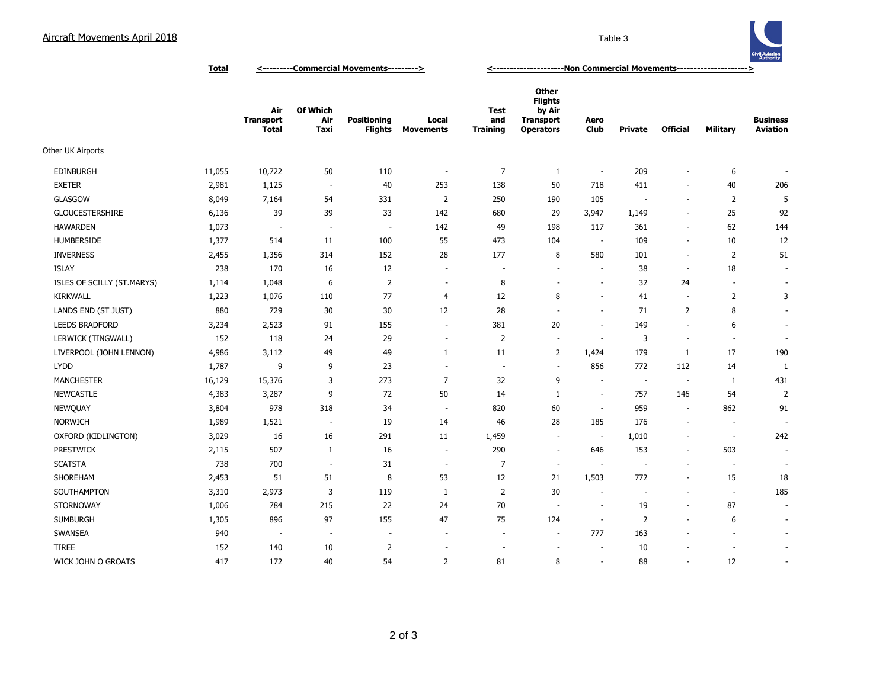## Aircraft Movements April 2018

Table 3

| | Total | <---------Commercial Movements---------> | | | | <---------------------Non Commercial Movements---------------------> | | | | | | |
|---|---|---|---|---|---|---|---|---|---|---|---|---|
| | | Air Transport Total | Of Which Air Taxi | Positioning Flights | Local Movements | Test and Training | Other Flights by Air Transport Operators | Aero Club | Private | Official | Military | Business Aviation |
| Other UK Airports | | | | | | | | | | | | |
| EDINBURGH | 11,055 | 10,722 | 50 | 110 | - | 7 | 1 | - | 209 | - | 6 | - |
| EXETER | 2,981 | 1,125 | - | 40 | 253 | 138 | 50 | 718 | 411 | - | 40 | 206 |
| GLASGOW | 8,049 | 7,164 | 54 | 331 | 2 | 250 | 190 | 105 | - | - | 2 | 5 |
| GLOUCESTERSHIRE | 6,136 | 39 | 39 | 33 | 142 | 680 | 29 | 3,947 | 1,149 | - | 25 | 92 |
| HAWARDEN | 1,073 | - | - | - | 142 | 49 | 198 | 117 | 361 | - | 62 | 144 |
| HUMBERSIDE | 1,377 | 514 | 11 | 100 | 55 | 473 | 104 | - | 109 | - | 10 | 12 |
| INVERNESS | 2,455 | 1,356 | 314 | 152 | 28 | 177 | 8 | 580 | 101 | - | 2 | 51 |
| ISLAY | 238 | 170 | 16 | 12 | - | - | - | - | 38 | - | 18 | - |
| ISLES OF SCILLY (ST.MARYS) | 1,114 | 1,048 | 6 | 2 | - | 8 | - | - | 32 | 24 | - | - |
| KIRKWALL | 1,223 | 1,076 | 110 | 77 | 4 | 12 | 8 | - | 41 | - | 2 | 3 |
| LANDS END (ST JUST) | 880 | 729 | 30 | 30 | 12 | 28 | - | - | 71 | 2 | 8 | - |
| LEEDS BRADFORD | 3,234 | 2,523 | 91 | 155 | - | 381 | 20 | - | 149 | - | 6 | - |
| LERWICK (TINGWALL) | 152 | 118 | 24 | 29 | - | 2 | - | - | 3 | - | - | - |
| LIVERPOOL (JOHN LENNON) | 4,986 | 3,112 | 49 | 49 | 1 | 11 | 2 | 1,424 | 179 | 1 | 17 | 190 |
| LYDD | 1,787 | 9 | 9 | 23 | - | - | - | 856 | 772 | 112 | 14 | 1 |
| MANCHESTER | 16,129 | 15,376 | 3 | 273 | 7 | 32 | 9 | - | - | - | 1 | 431 |
| NEWCASTLE | 4,383 | 3,287 | 9 | 72 | 50 | 14 | 1 | - | 757 | 146 | 54 | 2 |
| NEWQUAY | 3,804 | 978 | 318 | 34 | - | 820 | 60 | - | 959 | - | 862 | 91 |
| NORWICH | 1,989 | 1,521 | - | 19 | 14 | 46 | 28 | 185 | 176 | - | - | - |
| OXFORD (KIDLINGTON) | 3,029 | 16 | 16 | 291 | 11 | 1,459 | - | - | 1,010 | - | - | 242 |
| PRESTWICK | 2,115 | 507 | 1 | 16 | - | 290 | - | 646 | 153 | - | 503 | - |
| SCATSTA | 738 | 700 | - | 31 | - | 7 | - | - | - | - | - | - |
| SHOREHAM | 2,453 | 51 | 51 | 8 | 53 | 12 | 21 | 1,503 | 772 | - | 15 | 18 |
| SOUTHAMPTON | 3,310 | 2,973 | 3 | 119 | 1 | 2 | 30 | - | - | - | - | 185 |
| STORNOWAY | 1,006 | 784 | 215 | 22 | 24 | 70 | - | - | 19 | - | 87 | - |
| SUMBURGH | 1,305 | 896 | 97 | 155 | 47 | 75 | 124 | - | 2 | - | 6 | - |
| SWANSEA | 940 | - | - | - | - | - | - | 777 | 163 | - | - | - |
| TIREE | 152 | 140 | 10 | 2 | - | - | - | - | 10 | - | - | - |
| WICK JOHN O GROATS | 417 | 172 | 40 | 54 | 2 | 81 | 8 | - | 88 | - | 12 | - |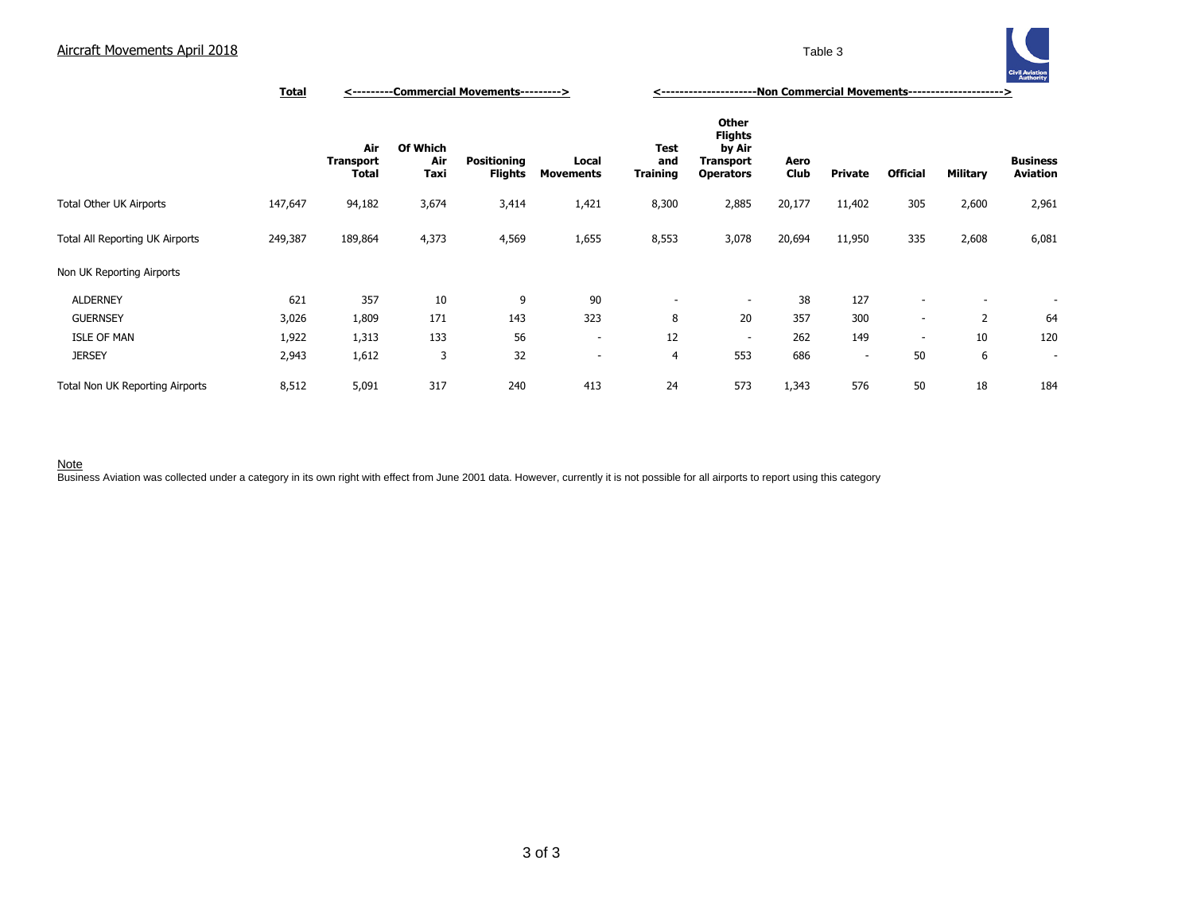## Aircraft Movements April 2018

Table 3

| | Total | <---------Commercial Movements---------> | | | | <---------------------Non Commercial Movements---------------------> | | | | | | |
|---|---|---|---|---|---|---|---|---|---|---|---|---|
| | | Air Transport Total | Of Which Air Taxi | Positioning Flights | Local Movements | Test and Training | Other Flights by Air Transport Operators | Aero Club | Private | Official | Military | Business Aviation |
| Total Other UK Airports | 147,647 | 94,182 | 3,674 | 3,414 | 1,421 | 8,300 | 2,885 | 20,177 | 11,402 | 305 | 2,600 | 2,961 |
| Total All Reporting UK Airports | 249,387 | 189,864 | 4,373 | 4,569 | 1,655 | 8,553 | 3,078 | 20,694 | 11,950 | 335 | 2,608 | 6,081 |
| Non UK Reporting Airports | | | | | | | | | | | | |
| ALDERNEY | 621 | 357 | 10 | 9 | 90 | - | - | 38 | 127 | - | - | - |
| GUERNSEY | 3,026 | 1,809 | 171 | 143 | 323 | 8 | 20 | 357 | 300 | - | 2 | 64 |
| ISLE OF MAN | 1,922 | 1,313 | 133 | 56 | - | 12 | - | 262 | 149 | - | 10 | 120 |
| JERSEY | 2,943 | 1,612 | 3 | 32 | - | 4 | 553 | 686 | - | 50 | 6 | - |
| Total Non UK Reporting Airports | 8,512 | 5,091 | 317 | 240 | 413 | 24 | 573 | 1,343 | 576 | 50 | 18 | 184 |

Note

Business Aviation was collected under a category in its own right with effect from June 2001 data. However, currently it is not possible for all airports to report using this category